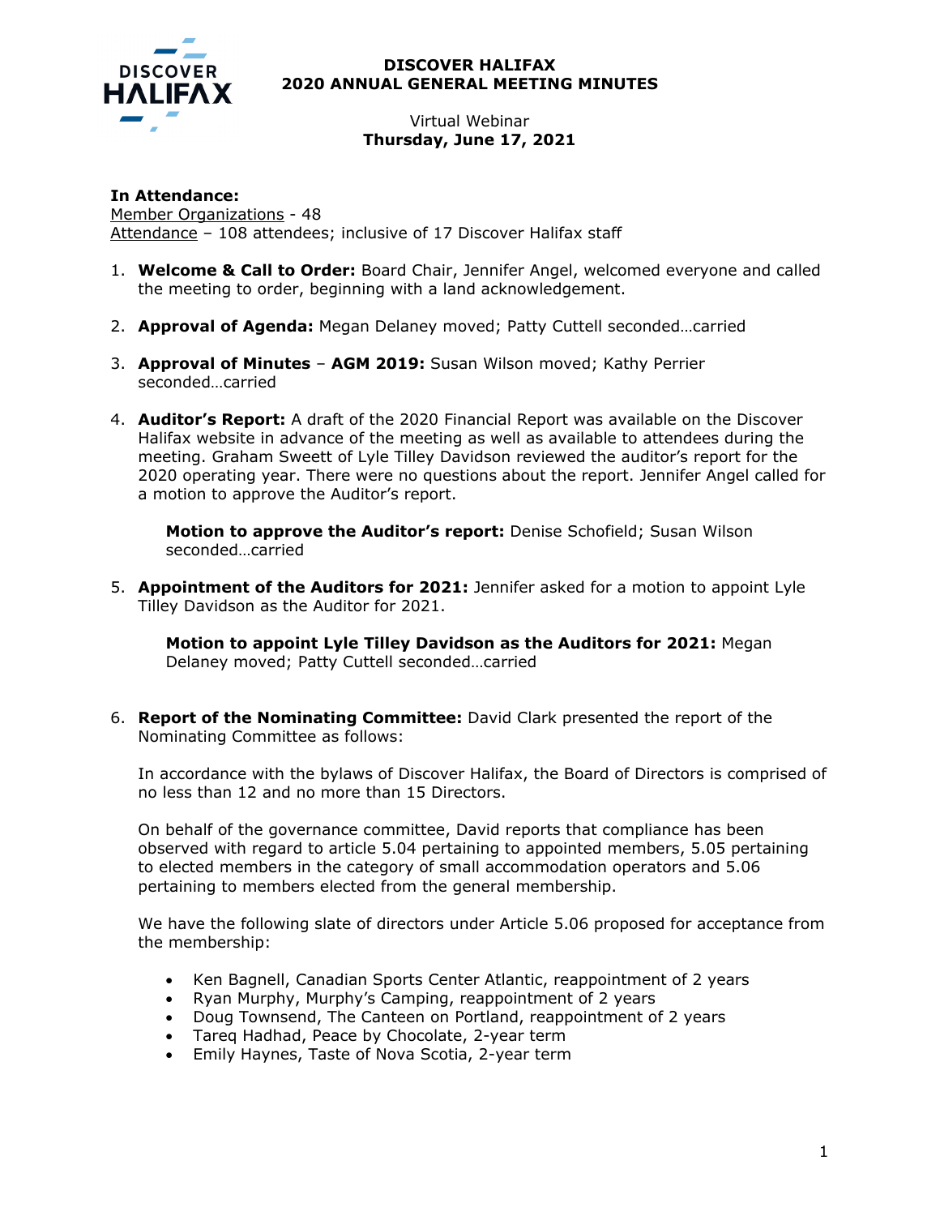# DISCOVER HALIFAX
## 2020 ANNUAL GENERAL MEETING MINUTES

Virtual Webinar
**Thursday, June 17, 2021**

**In Attendance:**
Member Organizations - 48
Attendance – 108 attendees; inclusive of 17 Discover Halifax staff

1. **Welcome & Call to Order:** Board Chair, Jennifer Angel, welcomed everyone and called the meeting to order, beginning with a land acknowledgement.

2. **Approval of Agenda:** Megan Delaney moved; Patty Cuttell seconded…carried

3. **Approval of Minutes** – **AGM 2019:** Susan Wilson moved; Kathy Perrier seconded…carried

4. **Auditor's Report:** A draft of the 2020 Financial Report was available on the Discover Halifax website in advance of the meeting as well as available to attendees during the meeting. Graham Sweett of Lyle Tilley Davidson reviewed the auditor's report for the 2020 operating year. There were no questions about the report. Jennifer Angel called for a motion to approve the Auditor's report.

   **Motion to approve the Auditor's report:** Denise Schofield; Susan Wilson seconded…carried

5. **Appointment of the Auditors for 2021:** Jennifer asked for a motion to appoint Lyle Tilley Davidson as the Auditor for 2021.

   **Motion to appoint Lyle Tilley Davidson as the Auditors for 2021:** Megan Delaney moved; Patty Cuttell seconded…carried

6. **Report of the Nominating Committee:** David Clark presented the report of the Nominating Committee as follows:

   In accordance with the bylaws of Discover Halifax, the Board of Directors is comprised of no less than 12 and no more than 15 Directors.

   On behalf of the governance committee, David reports that compliance has been observed with regard to article 5.04 pertaining to appointed members, 5.05 pertaining to elected members in the category of small accommodation operators and 5.06 pertaining to members elected from the general membership.

   We have the following slate of directors under Article 5.06 proposed for acceptance from the membership:

   - Ken Bagnell, Canadian Sports Center Atlantic, reappointment of 2 years
   - Ryan Murphy, Murphy's Camping, reappointment of 2 years
   - Doug Townsend, The Canteen on Portland, reappointment of 2 years
   - Tareq Hadhad, Peace by Chocolate, 2-year term
   - Emily Haynes, Taste of Nova Scotia, 2-year term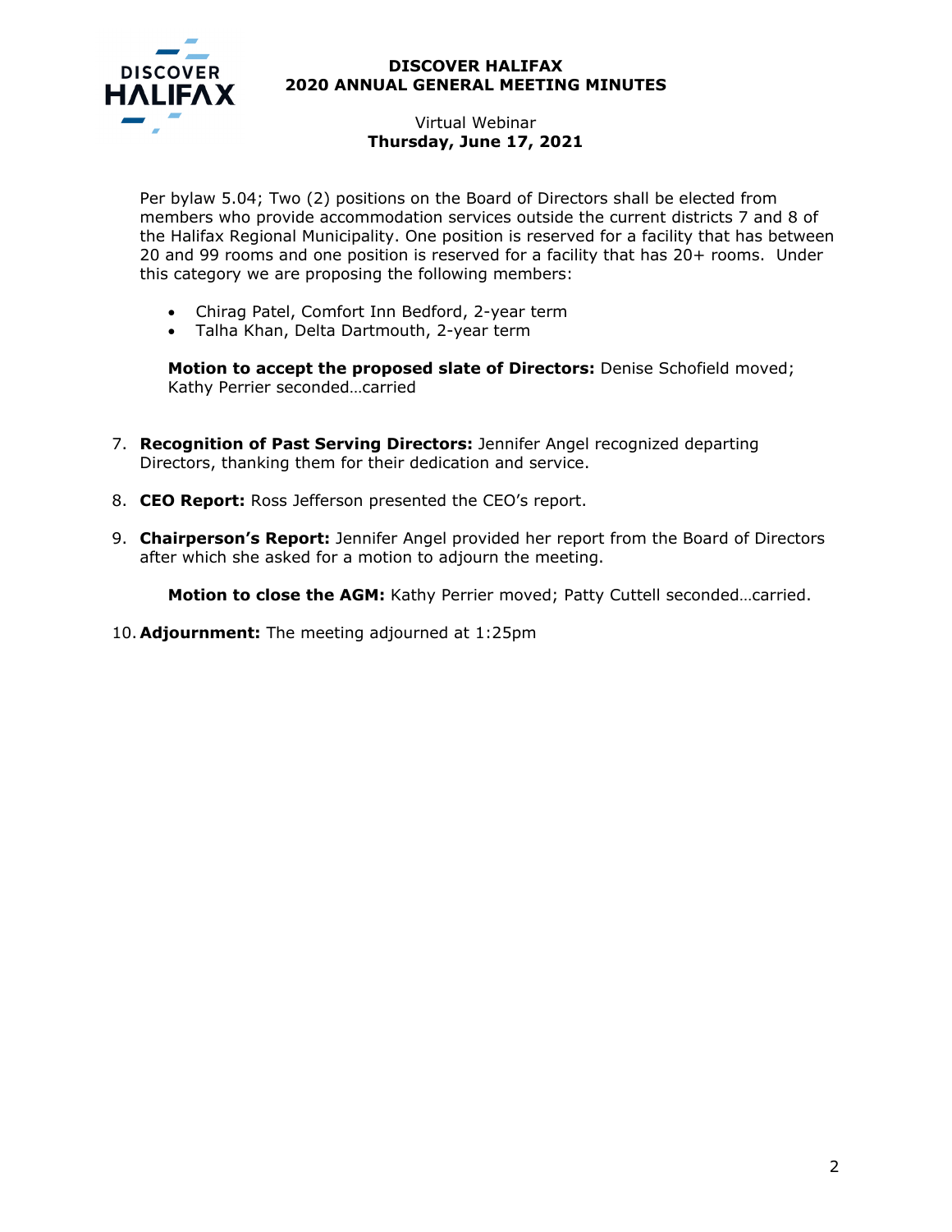# DISCOVER HALIFAX
## 2020 ANNUAL GENERAL MEETING MINUTES

Virtual Webinar
**Thursday, June 17, 2021**

Per bylaw 5.04; Two (2) positions on the Board of Directors shall be elected from members who provide accommodation services outside the current districts 7 and 8 of the Halifax Regional Municipality. One position is reserved for a facility that has between 20 and 99 rooms and one position is reserved for a facility that has 20+ rooms. Under this category we are proposing the following members:

- Chirag Patel, Comfort Inn Bedford, 2-year term
- Talha Khan, Delta Dartmouth, 2-year term

**Motion to accept the proposed slate of Directors:** Denise Schofield moved; Kathy Perrier seconded…carried

7. **Recognition of Past Serving Directors:** Jennifer Angel recognized departing Directors, thanking them for their dedication and service.
8. **CEO Report:** Ross Jefferson presented the CEO's report.
9. **Chairperson's Report:** Jennifer Angel provided her report from the Board of Directors after which she asked for a motion to adjourn the meeting.

   **Motion to close the AGM:** Kathy Perrier moved; Patty Cuttell seconded…carried.

10. **Adjournment:** The meeting adjourned at 1:25pm